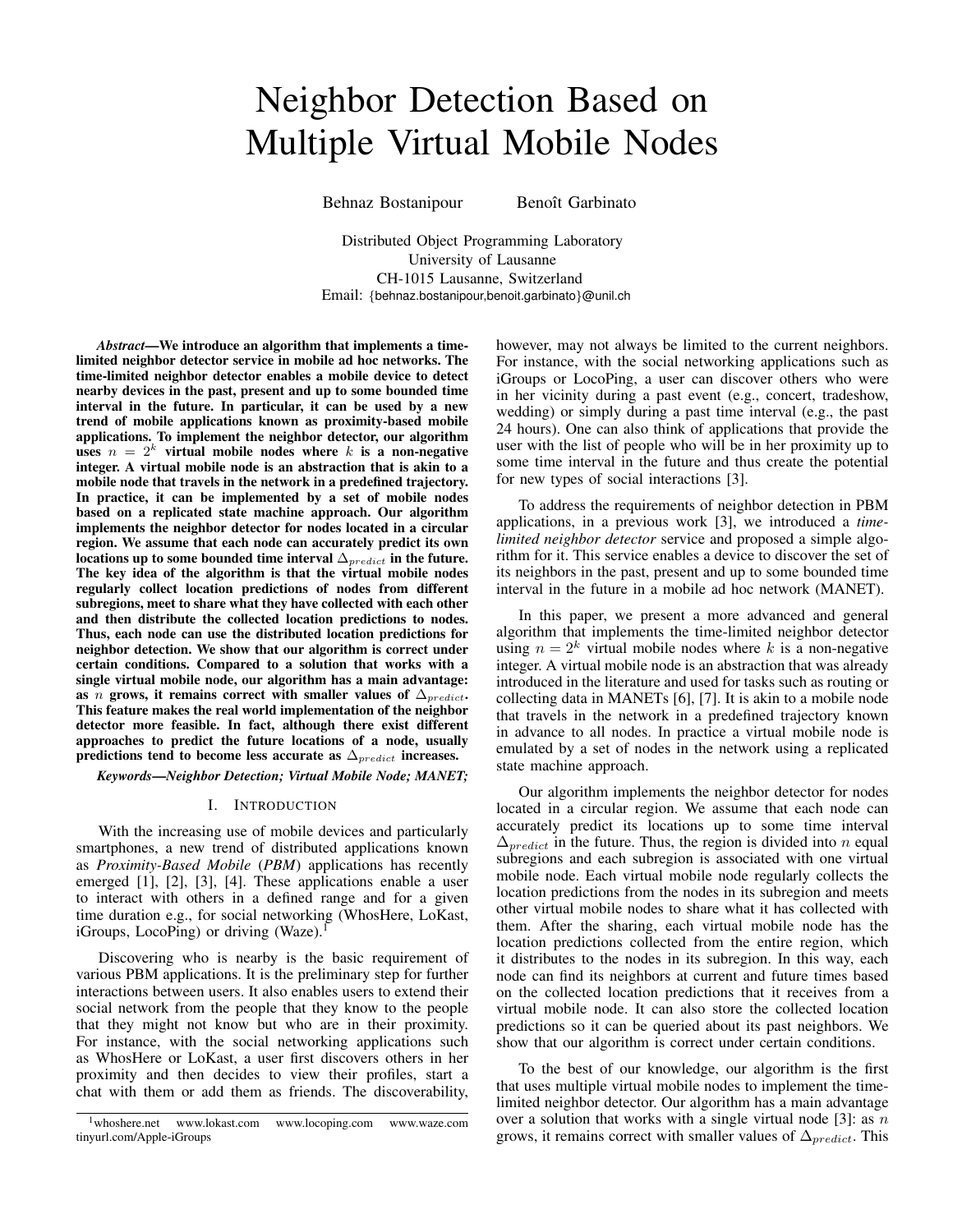# Neighbor Detection Based on Multiple Virtual Mobile Nodes

Behnaz Bostanipour Benoît Garbinato

Distributed Object Programming Laboratory
University of Lausanne
CH-1015 Lausanne, Switzerland
Email: {behnaz.bostanipour,benoit.garbinato}@unil.ch

***Abstract*—We introduce an algorithm that implements a time-limited neighbor detector service in mobile ad hoc networks. The time-limited neighbor detector enables a mobile device to detect nearby devices in the past, present and up to some bounded time interval in the future. In particular, it can be used by a new trend of mobile applications known as proximity-based mobile applications. To implement the neighbor detector, our algorithm uses $n = 2^k$ virtual mobile nodes where $k$ is a non-negative integer. A virtual mobile node is an abstraction that is akin to a mobile node that travels in the network in a predefined trajectory. In practice, it can be implemented by a set of mobile nodes based on a replicated state machine approach. Our algorithm implements the neighbor detector for nodes located in a circular region. We assume that each node can accurately predict its own locations up to some bounded time interval $\Delta_{predict}$ in the future. The key idea of the algorithm is that the virtual mobile nodes regularly collect location predictions of nodes from different subregions, meet to share what they have collected with each other and then distribute the collected location predictions to nodes. Thus, each node can use the distributed location predictions for neighbor detection. We show that our algorithm is correct under certain conditions. Compared to a solution that works with a single virtual mobile node, our algorithm has a main advantage: as $n$ grows, it remains correct with smaller values of $\Delta_{predict}$. This feature makes the real world implementation of the neighbor detector more feasible. In fact, although there exist different approaches to predict the future locations of a node, usually predictions tend to become less accurate as $\Delta_{predict}$ increases.**

***Keywords*—Neighbor Detection; Virtual Mobile Node; MANET;**

## I. Introduction

With the increasing use of mobile devices and particularly smartphones, a new trend of distributed applications known as *Proximity-Based Mobile* (*PBM*) applications has recently emerged [1], [2], [3], [4]. These applications enable a user to interact with others in a defined range and for a given time duration e.g., for social networking (WhosHere, LoKast, iGroups, LocoPing) or driving (Waze).[1]

Discovering who is nearby is the basic requirement of various PBM applications. It is the preliminary step for further interactions between users. It also enables users to extend their social network from the people that they know to the people that they might not know but who are in their proximity. For instance, with the social networking applications such as WhosHere or LoKast, a user first discovers others in her proximity and then decides to view their profiles, start a chat with them or add them as friends. The discoverability, however, may not always be limited to the current neighbors. For instance, with the social networking applications such as iGroups or LocoPing, a user can discover others who were in her vicinity during a past event (e.g., concert, tradeshow, wedding) or simply during a past time interval (e.g., the past 24 hours). One can also think of applications that provide the user with the list of people who will be in her proximity up to some time interval in the future and thus create the potential for new types of social interactions [3].

To address the requirements of neighbor detection in PBM applications, in a previous work [3], we introduced a *time-limited neighbor detector* service and proposed a simple algorithm for it. This service enables a device to discover the set of its neighbors in the past, present and up to some bounded time interval in the future in a mobile ad hoc network (MANET).

In this paper, we present a more advanced and general algorithm that implements the time-limited neighbor detector using $n = 2^k$ virtual mobile nodes where $k$ is a non-negative integer. A virtual mobile node is an abstraction that was already introduced in the literature and used for tasks such as routing or collecting data in MANETs [6], [7]. It is akin to a mobile node that travels in the network in a predefined trajectory known in advance to all nodes. In practice a virtual mobile node is emulated by a set of nodes in the network using a replicated state machine approach.

Our algorithm implements the neighbor detector for nodes located in a circular region. We assume that each node can accurately predict its locations up to some time interval $\Delta_{predict}$ in the future. Thus, the region is divided into $n$ equal subregions and each subregion is associated with one virtual mobile node. Each virtual mobile node regularly collects the location predictions from the nodes in its subregion and meets other virtual mobile nodes to share what it has collected with them. After the sharing, each virtual mobile node has the location predictions collected from the entire region, which it distributes to the nodes in its subregion. In this way, each node can find its neighbors at current and future times based on the collected location predictions that it receives from a virtual mobile node. It can also store the collected location predictions so it can be queried about its past neighbors. We show that our algorithm is correct under certain conditions.

To the best of our knowledge, our algorithm is the first that uses multiple virtual mobile nodes to implement the time-limited neighbor detector. Our algorithm has a main advantage over a solution that works with a single virtual node [3]: as $n$ grows, it remains correct with smaller values of $\Delta_{predict}$. This

[1] whoshere.net www.lokast.com www.locoping.com www.waze.com tinyurl.com/Apple-iGroups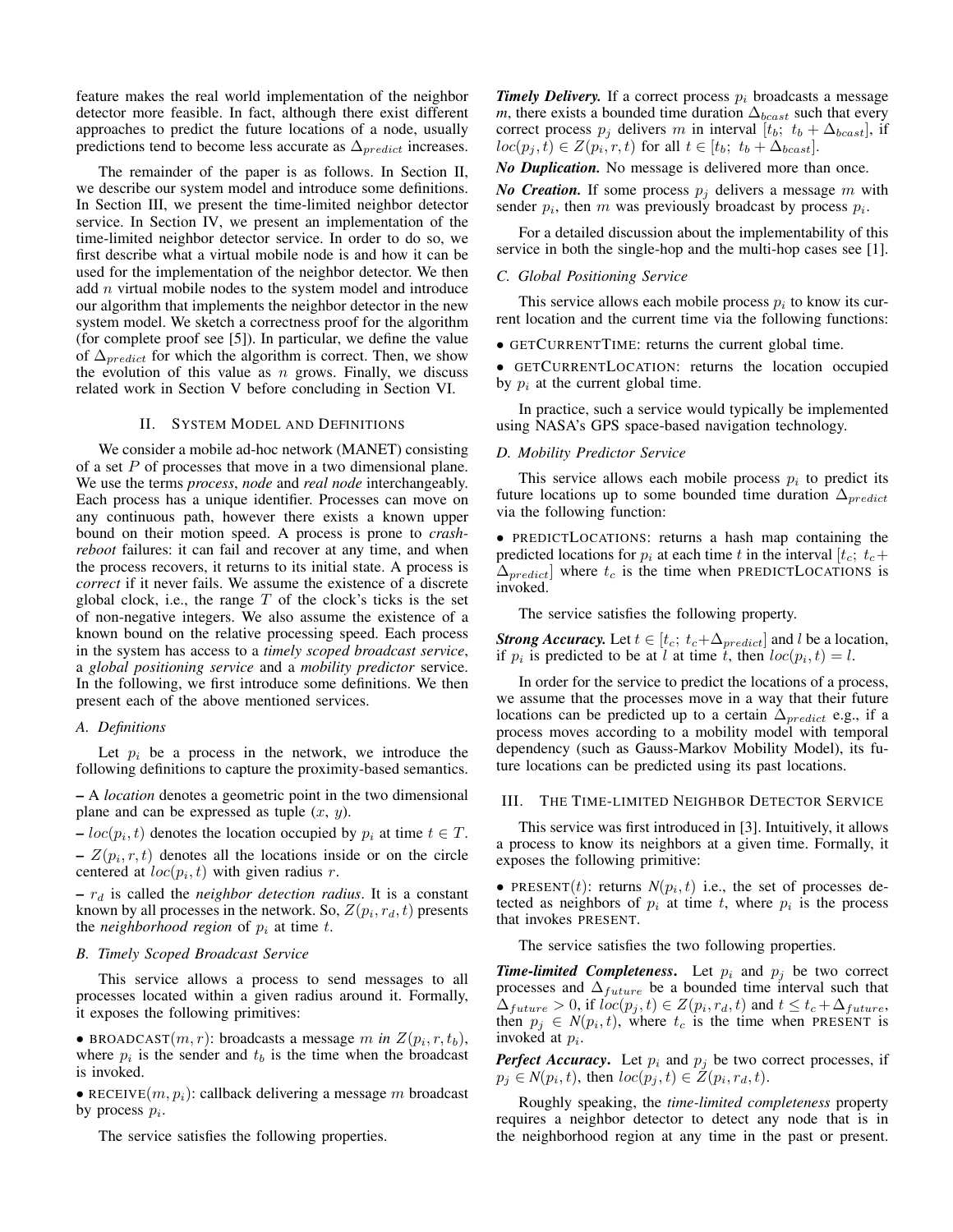feature makes the real world implementation of the neighbor detector more feasible. In fact, although there exist different approaches to predict the future locations of a node, usually predictions tend to become less accurate as $\Delta_{predict}$ increases.

The remainder of the paper is as follows. In Section II, we describe our system model and introduce some definitions. In Section III, we present the time-limited neighbor detector service. In Section IV, we present an implementation of the time-limited neighbor detector service. In order to do so, we first describe what a virtual mobile node is and how it can be used for the implementation of the neighbor detector. We then add $n$ virtual mobile nodes to the system model and introduce our algorithm that implements the neighbor detector in the new system model. We sketch a correctness proof for the algorithm (for complete proof see [5]). In particular, we define the value of $\Delta_{predict}$ for which the algorithm is correct. Then, we show the evolution of this value as $n$ grows. Finally, we discuss related work in Section V before concluding in Section VI.

## II. System Model and Definitions

We consider a mobile ad-hoc network (MANET) consisting of a set $P$ of processes that move in a two dimensional plane. We use the terms *process*, *node* and *real node* interchangeably. Each process has a unique identifier. Processes can move on any continuous path, however there exists a known upper bound on their motion speed. A process is prone to *crash-reboot* failures: it can fail and recover at any time, and when the process recovers, it returns to its initial state. A process is *correct* if it never fails. We assume the existence of a discrete global clock, i.e., the range $T$ of the clock's ticks is the set of non-negative integers. We also assume the existence of a known bound on the relative processing speed. Each process in the system has access to a *timely scoped broadcast service*, a *global positioning service* and a *mobility predictor* service. In the following, we first introduce some definitions. We then present each of the above mentioned services.

### A. Definitions

Let $p_i$ be a process in the network, we introduce the following definitions to capture the proximity-based semantics.

– A *location* denotes a geometric point in the two dimensional plane and can be expressed as tuple $(x,\ y)$.

– $loc(p_i, t)$ denotes the location occupied by $p_i$ at time $t \in T$.

– $Z(p_i, r, t)$ denotes all the locations inside or on the circle centered at $loc(p_i, t)$ with given radius $r$.

– $r_d$ is called the *neighbor detection radius*. It is a constant known by all processes in the network. So, $Z(p_i, r_d, t)$ presents the *neighborhood region* of $p_i$ at time $t$.

### B. Timely Scoped Broadcast Service

This service allows a process to send messages to all processes located within a given radius around it. Formally, it exposes the following primitives:

• BROADCAST$(m, r)$: broadcasts a message $m$ *in* $Z(p_i, r, t_b)$, where $p_i$ is the sender and $t_b$ is the time when the broadcast is invoked.

• RECEIVE$(m, p_i)$: callback delivering a message $m$ broadcast by process $p_i$.

The service satisfies the following properties.

***Timely Delivery.*** If a correct process $p_i$ broadcasts a message $m$, there exists a bounded time duration $\Delta_{bcast}$ such that every correct process $p_j$ delivers $m$ in interval $[t_b;\ t_b + \Delta_{bcast}]$, if $loc(p_j, t) \in Z(p_i, r, t)$ for all $t \in [t_b;\ t_b + \Delta_{bcast}]$.

***No Duplication.*** No message is delivered more than once.

***No Creation.*** If some process $p_j$ delivers a message $m$ with sender $p_i$, then $m$ was previously broadcast by process $p_i$.

For a detailed discussion about the implementability of this service in both the single-hop and the multi-hop cases see [1].

### C. Global Positioning Service

This service allows each mobile process $p_i$ to know its current location and the current time via the following functions:

• GETCURRENTTIME: returns the current global time.

• GETCURRENTLOCATION: returns the location occupied by $p_i$ at the current global time.

In practice, such a service would typically be implemented using NASA's GPS space-based navigation technology.

### D. Mobility Predictor Service

This service allows each mobile process $p_i$ to predict its future locations up to some bounded time duration $\Delta_{predict}$ via the following function:

• PREDICTLOCATIONS: returns a hash map containing the predicted locations for $p_i$ at each time $t$ in the interval $[t_c;\ t_c + \Delta_{predict}]$ where $t_c$ is the time when PREDICTLOCATIONS is invoked.

The service satisfies the following property.

***Strong Accuracy.*** Let $t \in [t_c;\ t_c+\Delta_{predict}]$ and $l$ be a location, if $p_i$ is predicted to be at $l$ at time $t$, then $loc(p_i, t) = l$.

In order for the service to predict the locations of a process, we assume that the processes move in a way that their future locations can be predicted up to a certain $\Delta_{predict}$ e.g., if a process moves according to a mobility model with temporal dependency (such as Gauss-Markov Mobility Model), its future locations can be predicted using its past locations.

## III. The Time-limited Neighbor Detector Service

This service was first introduced in [3]. Intuitively, it allows a process to know its neighbors at a given time. Formally, it exposes the following primitive:

• PRESENT$(t)$: returns $N(p_i, t)$ i.e., the set of processes detected as neighbors of $p_i$ at time $t$, where $p_i$ is the process that invokes PRESENT.

The service satisfies the two following properties.

***Time-limited Completeness***. Let $p_i$ and $p_j$ be two correct processes and $\Delta_{future}$ be a bounded time interval such that $\Delta_{future} > 0$, if $loc(p_j, t) \in Z(p_i, r_d, t)$ and $t \le t_c + \Delta_{future}$, then $p_j \in N(p_i, t)$, where $t_c$ is the time when PRESENT is invoked at $p_i$.

***Perfect Accuracy***. Let $p_i$ and $p_j$ be two correct processes, if $p_j \in N(p_i, t)$, then $loc(p_j, t) \in Z(p_i, r_d, t)$.

Roughly speaking, the *time-limited completeness* property requires a neighbor detector to detect any node that is in the neighborhood region at any time in the past or present.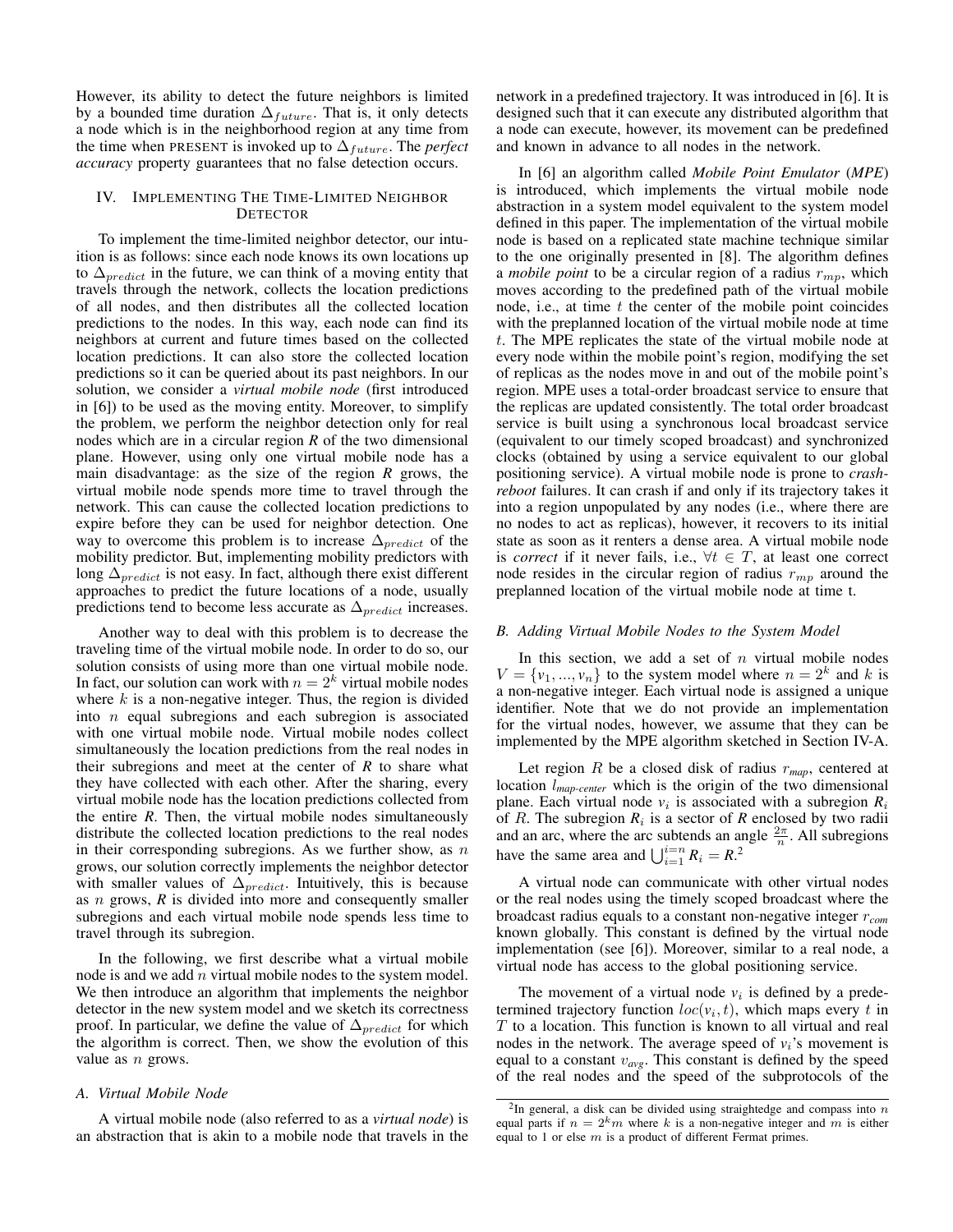However, its ability to detect the future neighbors is limited by a bounded time duration $\Delta_{future}$. That is, it only detects a node which is in the neighborhood region at any time from the time when PRESENT is invoked up to $\Delta_{future}$. The *perfect accuracy* property guarantees that no false detection occurs.

## IV. Implementing The Time-Limited Neighbor Detector

To implement the time-limited neighbor detector, our intuition is as follows: since each node knows its own locations up to $\Delta_{predict}$ in the future, we can think of a moving entity that travels through the network, collects the location predictions of all nodes, and then distributes all the collected location predictions to the nodes. In this way, each node can find its neighbors at current and future times based on the collected location predictions. It can also store the collected location predictions so it can be queried about its past neighbors. In our solution, we consider a *virtual mobile node* (first introduced in [6]) to be used as the moving entity. Moreover, to simplify the problem, we perform the neighbor detection only for real nodes which are in a circular region *R* of the two dimensional plane. However, using only one virtual mobile node has a main disadvantage: as the size of the region *R* grows, the virtual mobile node spends more time to travel through the network. This can cause the collected location predictions to expire before they can be used for neighbor detection. One way to overcome this problem is to increase $\Delta_{predict}$ of the mobility predictor. But, implementing mobility predictors with long $\Delta_{predict}$ is not easy. In fact, although there exist different approaches to predict the future locations of a node, usually predictions tend to become less accurate as $\Delta_{predict}$ increases.

Another way to deal with this problem is to decrease the traveling time of the virtual mobile node. In order to do so, our solution consists of using more than one virtual mobile node. In fact, our solution can work with $n = 2^k$ virtual mobile nodes where $k$ is a non-negative integer. Thus, the region is divided into $n$ equal subregions and each subregion is associated with one virtual mobile node. Virtual mobile nodes collect simultaneously the location predictions from the real nodes in their subregions and meet at the center of *R* to share what they have collected with each other. After the sharing, every virtual mobile node has the location predictions collected from the entire *R*. Then, the virtual mobile nodes simultaneously distribute the collected location predictions to the real nodes in their corresponding subregions. As we further show, as $n$ grows, our solution correctly implements the neighbor detector with smaller values of $\Delta_{predict}$. Intuitively, this is because as $n$ grows, *R* is divided into more and consequently smaller subregions and each virtual mobile node spends less time to travel through its subregion.

In the following, we first describe what a virtual mobile node is and we add $n$ virtual mobile nodes to the system model. We then introduce an algorithm that implements the neighbor detector in the new system model and we sketch its correctness proof. In particular, we define the value of $\Delta_{predict}$ for which the algorithm is correct. Then, we show the evolution of this value as $n$ grows.

### A. Virtual Mobile Node

A virtual mobile node (also referred to as a *virtual node*) is an abstraction that is akin to a mobile node that travels in the network in a predefined trajectory. It was introduced in [6]. It is designed such that it can execute any distributed algorithm that a node can execute, however, its movement can be predefined and known in advance to all nodes in the network.

In [6] an algorithm called *Mobile Point Emulator* (*MPE*) is introduced, which implements the virtual mobile node abstraction in a system model equivalent to the system model defined in this paper. The implementation of the virtual mobile node is based on a replicated state machine technique similar to the one originally presented in [8]. The algorithm defines a *mobile point* to be a circular region of a radius $r_{mp}$, which moves according to the predefined path of the virtual mobile node, i.e., at time $t$ the center of the mobile point coincides with the preplanned location of the virtual mobile node at time $t$. The MPE replicates the state of the virtual mobile node at every node within the mobile point's region, modifying the set of replicas as the nodes move in and out of the mobile point's region. MPE uses a total-order broadcast service to ensure that the replicas are updated consistently. The total order broadcast service is built using a synchronous local broadcast service (equivalent to our timely scoped broadcast) and synchronized clocks (obtained by using a service equivalent to our global positioning service). A virtual mobile node is prone to *crash-reboot* failures. It can crash if and only if its trajectory takes it into a region unpopulated by any nodes (i.e., where there are no nodes to act as replicas), however, it recovers to its initial state as soon as it renters a dense area. A virtual mobile node is *correct* if it never fails, i.e., $\forall t \in T$, at least one correct node resides in the circular region of radius $r_{mp}$ around the preplanned location of the virtual mobile node at time t.

### B. Adding Virtual Mobile Nodes to the System Model

In this section, we add a set of $n$ virtual mobile nodes $V = \{v_1, ..., v_n\}$ to the system model where $n = 2^k$ and $k$ is a non-negative integer. Each virtual node is assigned a unique identifier. Note that we do not provide an implementation for the virtual nodes, however, we assume that they can be implemented by the MPE algorithm sketched in Section IV-A.

Let region $R$ be a closed disk of radius $r_{map}$, centered at location $l_{map\text{-}center}$ which is the origin of the two dimensional plane. Each virtual node $v_i$ is associated with a subregion $R_i$ of $R$. The subregion $R_i$ is a sector of *R* enclosed by two radii and an arc, where the arc subtends an angle $\frac{2\pi}{n}$. All subregions have the same area and $\bigcup_{i=1}^{i=n} R_i = R$.[2]

A virtual node can communicate with other virtual nodes or the real nodes using the timely scoped broadcast where the broadcast radius equals to a constant non-negative integer $r_{com}$ known globally. This constant is defined by the virtual node implementation (see [6]). Moreover, similar to a real node, a virtual node has access to the global positioning service.

The movement of a virtual node $v_i$ is defined by a predetermined trajectory function $loc(v_i, t)$, which maps every $t$ in $T$ to a location. This function is known to all virtual and real nodes in the network. The average speed of $v_i$'s movement is equal to a constant $v_{avg}$. This constant is defined by the speed of the real nodes and the speed of the subprotocols of the

[2] In general, a disk can be divided using straightedge and compass into $n$ equal parts if $n = 2^k m$ where $k$ is a non-negative integer and $m$ is either equal to 1 or else $m$ is a product of different Fermat primes.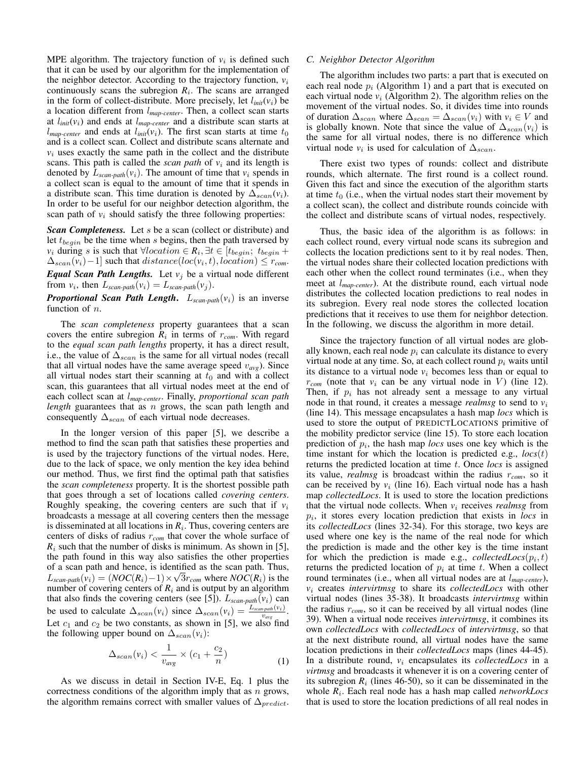MPE algorithm. The trajectory function of $v_i$ is defined such that it can be used by our algorithm for the implementation of the neighbor detector. According to the trajectory function, $v_i$ continuously scans the subregion $R_i$. The scans are arranged in the form of collect-distribute. More precisely, let $l_{init}(v_i)$ be a location different from $l_{map\text{-}center}$. Then, a collect scan starts at $l_{init}(v_i)$ and ends at $l_{map\text{-}center}$ and a distribute scan starts at $l_{map\text{-}center}$ and ends at $l_{init}(v_i)$. The first scan starts at time $t_0$ and is a collect scan. Collect and distribute scans alternate and $v_i$ uses exactly the same path in the collect and the distribute scans. This path is called the *scan path* of $v_i$ and its length is denoted by $L_{scan\text{-}path}(v_i)$. The amount of time that $v_i$ spends in a collect scan is equal to the amount of time that it spends in a distribute scan. This time duration is denoted by $\Delta_{scan}(v_i)$. In order to be useful for our neighbor detection algorithm, the scan path of $v_i$ should satisfy the three following properties:

***Scan Completeness.*** Let $s$ be a scan (collect or distribute) and let $t_{begin}$ be the time when $s$ begins, then the path traversed by $v_i$ during $s$ is such that $\forall location \in R_i, \exists t \in [t_{begin};\ t_{begin} + \Delta_{scan}(v_i) - 1]$ such that $distance(loc(v_i, t), location) \leq r_{com}$.

***Equal Scan Path Lengths.*** Let $v_j$ be a virtual node different from $v_i$, then $L_{scan\text{-}path}(v_i) = L_{scan\text{-}path}(v_j)$.

***Proportional Scan Path Length.*** $L_{scan\text{-}path}(v_i)$ is an inverse function of $n$.

The *scan completeness* property guarantees that a scan covers the entire subregion $R_i$ in terms of $r_{com}$. With regard to the *equal scan path lengths* property, it has a direct result, i.e., the value of $\Delta_{scan}$ is the same for all virtual nodes (recall that all virtual nodes have the same average speed $v_{avg}$). Since all virtual nodes start their scanning at $t_0$ and with a collect scan, this guarantees that all virtual nodes meet at the end of each collect scan at $l_{map\text{-}center}$. Finally, *proportional scan path length* guarantees that as $n$ grows, the scan path length and consequently $\Delta_{scan}$ of each virtual node decreases.

In the longer version of this paper [5], we describe a method to find the scan path that satisfies these properties and is used by the trajectory functions of the virtual nodes. Here, due to the lack of space, we only mention the key idea behind our method. Thus, we first find the optimal path that satisfies the *scan completeness* property. It is the shortest possible path that goes through a set of locations called *covering centers*. Roughly speaking, the covering centers are such that if $v_i$ broadcasts a message at all covering centers then the message is disseminated at all locations in $R_i$. Thus, covering centers are centers of disks of radius $r_{com}$ that cover the whole surface of $R_i$ such that the number of disks is minimum. As shown in [5], the path found in this way also satisfies the other properties of a scan path and hence, is identified as the scan path. Thus, $L_{scan\text{-}path}(v_i) = (NOC(R_i) - 1) \times \sqrt{3} r_{com}$ where $NOC(R_i)$ is the number of covering centers of $R_i$ and is output by an algorithm that also finds the covering centers (see [5]). $L_{scan\text{-}path}(v_i)$ can be used to calculate $\Delta_{scan}(v_i)$ since $\Delta_{scan}(v_i) = \frac{L_{scan\text{-}path}(v_i)}{v_{avg}}$. Let $c_1$ and $c_2$ be two constants, as shown in [5], we also find the following upper bound on $\Delta_{scan}(v_i)$:

$$\Delta_{scan}(v_i) < \frac{1}{v_{avg}} \times (c_1 + \frac{c_2}{n}) \tag{1}$$

As we discuss in detail in Section IV-E, Eq. 1 plus the correctness conditions of the algorithm imply that as $n$ grows, the algorithm remains correct with smaller values of $\Delta_{predict}$.

### C. Neighbor Detector Algorithm

The algorithm includes two parts: a part that is executed on each real node $p_i$ (Algorithm 1) and a part that is executed on each virtual node $v_i$ (Algorithm 2). The algorithm relies on the movement of the virtual nodes. So, it divides time into rounds of duration $\Delta_{scan}$ where $\Delta_{scan} = \Delta_{scan}(v_i)$ with $v_i \in V$ and is globally known. Note that since the value of $\Delta_{scan}(v_i)$ is the same for all virtual nodes, there is no difference which virtual node $v_i$ is used for calculation of $\Delta_{scan}$.

There exist two types of rounds: collect and distribute rounds, which alternate. The first round is a collect round. Given this fact and since the execution of the algorithm starts at time $t_0$ (i.e., when the virtual nodes start their movement by a collect scan), the collect and distribute rounds coincide with the collect and distribute scans of virtual nodes, respectively.

Thus, the basic idea of the algorithm is as follows: in each collect round, every virtual node scans its subregion and collects the location predictions sent to it by real nodes. Then, the virtual nodes share their collected location predictions with each other when the collect round terminates (i.e., when they meet at $l_{map\text{-}center}$). At the distribute round, each virtual node distributes the collected location predictions to real nodes in its subregion. Every real node stores the collected location predictions that it receives to use them for neighbor detection. In the following, we discuss the algorithm in more detail.

Since the trajectory function of all virtual nodes are globally known, each real node $p_i$ can calculate its distance to every virtual node at any time. So, at each collect round $p_i$ waits until its distance to a virtual node $v_i$ becomes less than or equal to $r_{com}$ (note that $v_i$ can be any virtual node in $V$) (line 12). Then, if $p_i$ has not already sent a message to any virtual node in that round, it creates a message *realmsg* to send to $v_i$ (line 14). This message encapsulates a hash map *locs* which is used to store the output of PREDICTLOCATIONS primitive of the mobility predictor service (line 15). To store each location prediction of $p_i$, the hash map *locs* uses one key which is the time instant for which the location is predicted e.g., $locs(t)$ returns the predicted location at time $t$. Once *locs* is assigned its value, *realmsg* is broadcast within the radius $r_{com}$, so it can be received by $v_i$ (line 16). Each virtual node has a hash map *collectedLocs*. It is used to store the location predictions that the virtual node collects. When $v_i$ receives *realmsg* from $p_i$, it stores every location prediction that exists in *locs* in its *collectedLocs* (lines 32-34). For this storage, two keys are used where one key is the name of the real node for which the prediction is made and the other key is the time instant for which the prediction is made e.g., $collectedLocs(p_i, t)$ returns the predicted location of $p_i$ at time $t$. When a collect round terminates (i.e., when all virtual nodes are at $l_{map\text{-}center}$), $v_i$ creates *intervirtmsg* to share its *collectedLocs* with other virtual nodes (lines 35-38). It broadcasts *intervirtmsg* within the radius $r_{com}$, so it can be received by all virtual nodes (line 39). When a virtual node receives *intervirtmsg*, it combines its own *collectedLocs* with *collectedLocs* of *intervirtmsg*, so that at the next distribute round, all virtual nodes have the same location predictions in their *collectedLocs* maps (lines 44-45). In a distribute round, $v_i$ encapsulates its *collectedLocs* in a *virtmsg* and broadcasts it whenever it is on a covering center of its subregion $R_i$ (lines 46-50), so it can be disseminated in the whole $R_i$. Each real node has a hash map called *networkLocs* that is used to store the location predictions of all real nodes in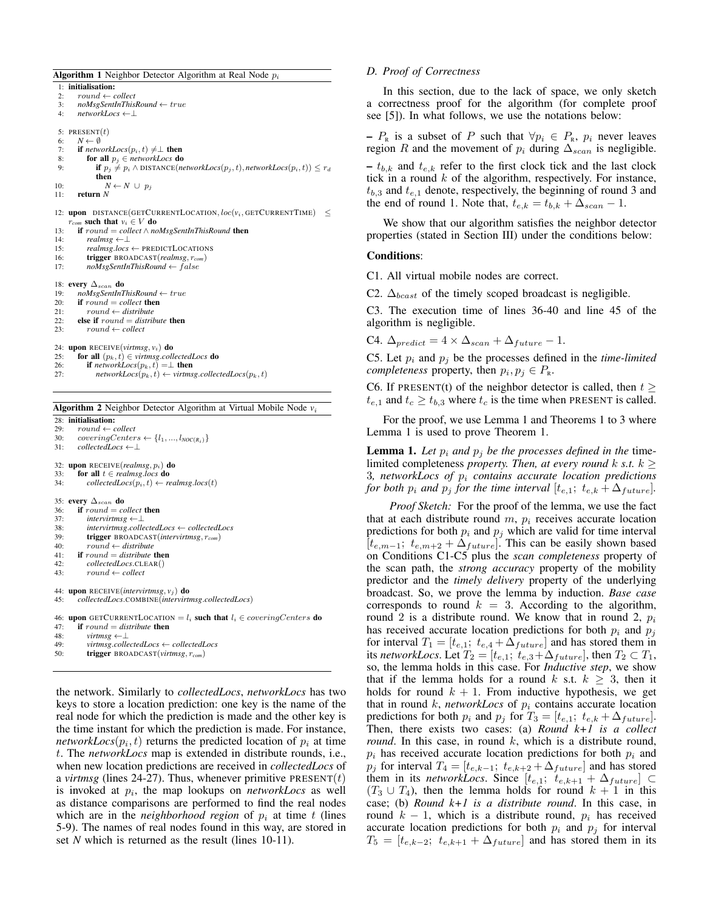**Algorithm 1** Neighbor Detector Algorithm at Real Node $p_i$

```
1: initialisation:
2:    round ← collect
3:    noMsgSentInThisRound ← true
4:    networkLocs ←⊥

5: PRESENT(t)
6:    N ← ∅
7:    if networkLocs(p_i, t) ≠⊥ then
8:       for all p_j ∈ networkLocs do
9:          if p_j ≠ p_i ∧ DISTANCE(networkLocs(p_j, t), networkLocs(p_i, t)) ≤ r_d
            then
10:            N ← N ∪ p_j
11:   return N

12: upon DISTANCE(GETCURRENTLOCATION, loc(v_i, GETCURRENTTIME) ≤
    r_com such that v_i ∈ V do
13:   if round = collect ∧ noMsgSentInThisRound then
14:      realmsg ←⊥
15:      realmsg.locs ← PREDICTLOCATIONS
16:      trigger BROADCAST(realmsg, r_com)
17:      noMsgSentInThisRound ← false

18: every Δ_scan do
19:   noMsgSentInThisRound ← true
20:   if round = collect then
21:      round ← distribute
22:   else if round = distribute then
23:      round ← collect

24: upon RECEIVE(virtmsg, v_i) do
25:   for all (p_k, t) ∈ virtmsg.collectedLocs do
26:      if networkLocs(p_k, t) =⊥ then
27:         networkLocs(p_k, t) ← virtmsg.collectedLocs(p_k, t)
```

**Algorithm 2** Neighbor Detector Algorithm at Virtual Mobile Node $v_i$

```
28: initialisation:
29:    round ← collect
30:    coveringCenters ← {l_1, ..., l_NOC(R_i)}
31:    collectedLocs ←⊥

32: upon RECEIVE(realmsg, p_i) do
33:    for all t ∈ realmsg.locs do
34:       collectedLocs(p_i, t) ← realmsg.locs(t)

35: every Δ_scan do
36:    if round = collect then
37:       intervirtmsg ←⊥
38:       intervirtmsg.collectedLocs ← collectedLocs
39:       trigger BROADCAST(intervirtmsg, r_com)
40:       round ← distribute
41:    if round = distribute then
42:       collectedLocs.CLEAR()
43:       round ← collect

44: upon RECEIVE(intervirtmsg, v_j) do
45:    collectedLocs.COMBINE(intervirtmsg.collectedLocs)

46: upon GETCURRENTLOCATION = l_i such that l_i ∈ coveringCenters do
47:    if round = distribute then
48:       virtmsg ←⊥
49:       virtmsg.collectedLocs ← collectedLocs
50:       trigger BROADCAST(virtmsg, r_com)
```

the network. Similarly to *collectedLocs*, *networkLocs* has two keys to store a location prediction: one key is the name of the real node for which the prediction is made and the other key is the time instant for which the prediction is made. For instance, *networkLocs*$(p_i, t)$ returns the predicted location of $p_i$ at time $t$. The *networkLocs* map is extended in distribute rounds, i.e., when new location predictions are received in *collectedLocs* of a *virtmsg* (lines 24-27). Thus, whenever primitive PRESENT($t$) is invoked at $p_i$, the map lookups on *networkLocs* as well as distance comparisons are performed to find the real nodes which are in the *neighborhood region* of $p_i$ at time $t$ (lines 5-9). The names of real nodes found in this way, are stored in set *N* which is returned as the result (lines 10-11).

### *D. Proof of Correctness*

In this section, due to the lack of space, we only sketch a correctness proof for the algorithm (for complete proof see [5]). In what follows, we use the notations below:

– $P_{\text{R}}$ is a subset of $P$ such that $\forall p_i \in P_{\text{R}}$, $p_i$ never leaves region $R$ and the movement of $p_i$ during $\Delta_{scan}$ is negligible.

– $t_{b,k}$ and $t_{e,k}$ refer to the first clock tick and the last clock tick in a round $k$ of the algorithm, respectively. For instance, $t_{b,3}$ and $t_{e,1}$ denote, respectively, the beginning of round 3 and the end of round 1. Note that, $t_{e,k} = t_{b,k} + \Delta_{scan} - 1$.

We show that our algorithm satisfies the neighbor detector properties (stated in Section III) under the conditions below:

**Conditions**:

C1. All virtual mobile nodes are correct.

C2. $\Delta_{bcast}$ of the timely scoped broadcast is negligible.

C3. The execution time of lines 36-40 and line 45 of the algorithm is negligible.

C4. $\Delta_{predict} = 4 \times \Delta_{scan} + \Delta_{future} - 1$.

C5. Let $p_i$ and $p_j$ be the processes defined in the *time-limited completeness* property, then $p_i, p_j \in P_{\text{R}}$.

C6. If PRESENT(t) of the neighbor detector is called, then $t \geq t_{e,1}$ and $t_c \geq t_{b,3}$ where $t_c$ is the time when PRESENT is called.

For the proof, we use Lemma 1 and Theorems 1 to 3 where Lemma 1 is used to prove Theorem 1.

**Lemma 1.** *Let $p_i$ and $p_j$ be the processes defined in the* time-limited completeness *property. Then, at every round $k$ s.t. $k \geq 3$, networkLocs of $p_i$ contains accurate location predictions for both $p_i$ and $p_j$ for the time interval $[t_{e,1};\ t_{e,k} + \Delta_{future}]$.*

*Proof Sketch:* For the proof of the lemma, we use the fact that at each distribute round $m$, $p_i$ receives accurate location predictions for both $p_i$ and $p_j$ which are valid for time interval $[t_{e,m-1};\ t_{e,m+2} + \Delta_{future}]$. This can be easily shown based on Conditions C1-C5 plus the *scan completeness* property of the scan path, the *strong accuracy* property of the mobility predictor and the *timely delivery* property of the underlying broadcast. So, we prove the lemma by induction. ***Base case*** corresponds to round $k = 3$. According to the algorithm, round 2 is a distribute round. We know that in round 2, $p_i$ has received accurate location predictions for both $p_i$ and $p_j$ for interval $T_1 = [t_{e,1};\ t_{e,4} + \Delta_{future}]$ and has stored them in its *networkLocs*. Let $T_2 = [t_{e,1};\ t_{e,3} + \Delta_{future}]$, then $T_2 \subset T_1$, so, the lemma holds in this case. For ***Inductive step***, we show that if the lemma holds for a round $k$ s.t. $k \geq 3$, then it holds for round $k + 1$. From inductive hypothesis, we get that in round $k$, *networkLocs* of $p_i$ contains accurate location predictions for both $p_i$ and $p_j$ for $T_3 = [t_{e,1};\ t_{e,k} + \Delta_{future}]$. Then, there exists two cases: (a) ***Round k+1 is a collect round***. In this case, in round $k$, which is a distribute round, $p_i$ has received accurate location predictions for both $p_i$ and $p_j$ for interval $T_4 = [t_{e,k-1};\ t_{e,k+2} + \Delta_{future}]$ and has stored them in its *networkLocs*. Since $[t_{e,1};\ t_{e,k+1} + \Delta_{future}] \subset (T_3 \cup T_4)$, then the lemma holds for round $k + 1$ in this case; (b) ***Round k+1 is a distribute round***. In this case, in round $k - 1$, which is a distribute round, $p_i$ has received accurate location predictions for both $p_i$ and $p_j$ for interval $T_5 = [t_{e,k-2};\ t_{e,k+1} + \Delta_{future}]$ and has stored them in its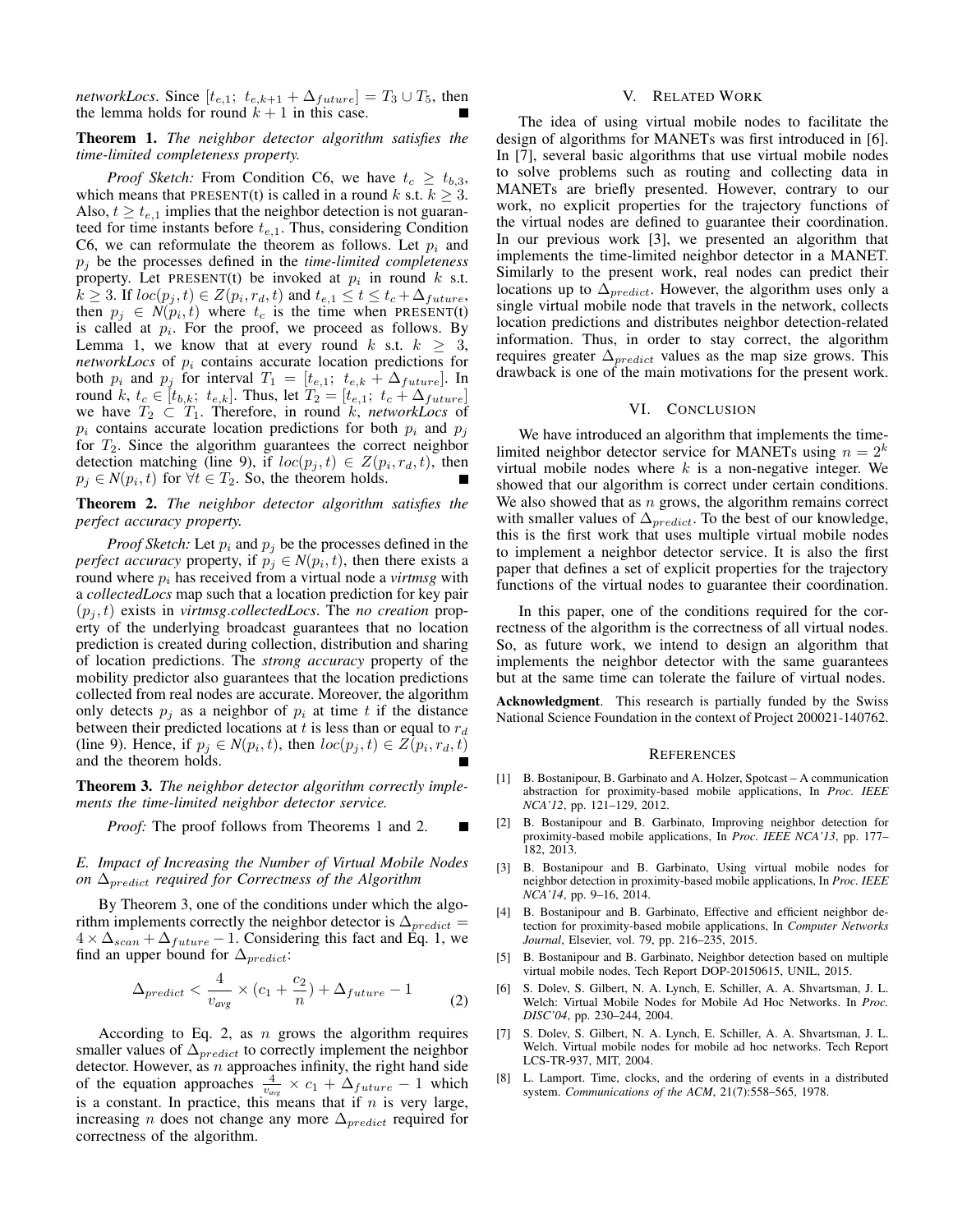*networkLocs*. Since $[t_{e,1};\ t_{e,k+1} + \Delta_{future}] = T_3 \cup T_5$, then the lemma holds for round $k+1$ in this case. ■

**Theorem 1.** *The neighbor detector algorithm satisfies the time-limited completeness property.*

*Proof Sketch:* From Condition C6, we have $t_c \geq t_{b,3}$, which means that PRESENT(t) is called in a round $k$ s.t. $k \geq 3$. Also, $t \geq t_{e,1}$ implies that the neighbor detection is not guaranteed for time instants before $t_{e,1}$. Thus, considering Condition C6, we can reformulate the theorem as follows. Let $p_i$ and $p_j$ be the processes defined in the *time-limited completeness* property. Let PRESENT(t) be invoked at $p_i$ in round $k$ s.t. $k \geq 3$. If $loc(p_j, t) \in Z(p_i, r_d, t)$ and $t_{e,1} \leq t \leq t_c + \Delta_{future}$, then $p_j \in N(p_i, t)$ where $t_c$ is the time when PRESENT(t) is called at $p_i$. For the proof, we proceed as follows. By Lemma 1, we know that at every round $k$ s.t. $k \geq 3$, *networkLocs* of $p_i$ contains accurate location predictions for both $p_i$ and $p_j$ for interval $T_1 = [t_{e,1};\ t_{e,k} + \Delta_{future}]$. In round $k$, $t_c \in [t_{b,k};\ t_{e,k}]$. Thus, let $T_2 = [t_{e,1};\ t_c + \Delta_{future}]$ we have $T_2 \subset T_1$. Therefore, in round $k$, *networkLocs* of $p_i$ contains accurate location predictions for both $p_i$ and $p_j$ for $T_2$. Since the algorithm guarantees the correct neighbor detection matching (line 9), if $loc(p_j, t) \in Z(p_i, r_d, t)$, then $p_j \in N(p_i, t)$ for $\forall t \in T_2$. So, the theorem holds. ■

**Theorem 2.** *The neighbor detector algorithm satisfies the perfect accuracy property.*

*Proof Sketch:* Let $p_i$ and $p_j$ be the processes defined in the *perfect accuracy* property, if $p_j \in N(p_i, t)$, then there exists a round where $p_i$ has received from a virtual node a *virtmsg* with a *collectedLocs* map such that a location prediction for key pair $(p_j, t)$ exists in *virtmsg.collectedLocs*. The *no creation* property of the underlying broadcast guarantees that no location prediction is created during collection, distribution and sharing of location predictions. The *strong accuracy* property of the mobility predictor also guarantees that the location predictions collected from real nodes are accurate. Moreover, the algorithm only detects $p_j$ as a neighbor of $p_i$ at time $t$ if the distance between their predicted locations at $t$ is less than or equal to $r_d$ (line 9). Hence, if $p_j \in N(p_i, t)$, then $loc(p_j, t) \in Z(p_i, r_d, t)$ and the theorem holds. ■

**Theorem 3.** *The neighbor detector algorithm correctly implements the time-limited neighbor detector service.*

*Proof:* The proof follows from Theorems 1 and 2. ■

### *E. Impact of Increasing the Number of Virtual Mobile Nodes on $\Delta_{predict}$ required for Correctness of the Algorithm*

By Theorem 3, one of the conditions under which the algorithm implements correctly the neighbor detector is $\Delta_{predict} = 4 \times \Delta_{scan} + \Delta_{future} - 1$. Considering this fact and Eq. 1, we find an upper bound for $\Delta_{predict}$:

$$\Delta_{predict} < \frac{4}{v_{avg}} \times (c_1 + \frac{c_2}{n}) + \Delta_{future} - 1 \tag{2}$$

According to Eq. 2, as $n$ grows the algorithm requires smaller values of $\Delta_{predict}$ to correctly implement the neighbor detector. However, as $n$ approaches infinity, the right hand side of the equation approaches $\frac{4}{v_{avg}} \times c_1 + \Delta_{future} - 1$ which is a constant. In practice, this means that if $n$ is very large, increasing $n$ does not change any more $\Delta_{predict}$ required for correctness of the algorithm.

## V. Related Work

The idea of using virtual mobile nodes to facilitate the design of algorithms for MANETs was first introduced in [6]. In [7], several basic algorithms that use virtual mobile nodes to solve problems such as routing and collecting data in MANETs are briefly presented. However, contrary to our work, no explicit properties for the trajectory functions of the virtual nodes are defined to guarantee their coordination. In our previous work [3], we presented an algorithm that implements the time-limited neighbor detector in a MANET. Similarly to the present work, real nodes can predict their locations up to $\Delta_{predict}$. However, the algorithm uses only a single virtual mobile node that travels in the network, collects location predictions and distributes neighbor detection-related information. Thus, in order to stay correct, the algorithm requires greater $\Delta_{predict}$ values as the map size grows. This drawback is one of the main motivations for the present work.

## VI. Conclusion

We have introduced an algorithm that implements the time-limited neighbor detector service for MANETs using $n = 2^k$ virtual mobile nodes where $k$ is a non-negative integer. We showed that our algorithm is correct under certain conditions. We also showed that as $n$ grows, the algorithm remains correct with smaller values of $\Delta_{predict}$. To the best of our knowledge, this is the first work that uses multiple virtual mobile nodes to implement a neighbor detector service. It is also the first paper that defines a set of explicit properties for the trajectory functions of the virtual nodes to guarantee their coordination.

In this paper, one of the conditions required for the correctness of the algorithm is the correctness of all virtual nodes. So, as future work, we intend to design an algorithm that implements the neighbor detector with the same guarantees but at the same time can tolerate the failure of virtual nodes.

**Acknowledgment**. This research is partially funded by the Swiss National Science Foundation in the context of Project 200021-140762.

## References

[1] B. Bostanipour, B. Garbinato and A. Holzer, Spotcast – A communication abstraction for proximity-based mobile applications, In *Proc. IEEE NCA'12*, pp. 121–129, 2012.

[2] B. Bostanipour and B. Garbinato, Improving neighbor detection for proximity-based mobile applications, In *Proc. IEEE NCA'13*, pp. 177–182, 2013.

[3] B. Bostanipour and B. Garbinato, Using virtual mobile nodes for neighbor detection in proximity-based mobile applications, In *Proc. IEEE NCA'14*, pp. 9–16, 2014.

[4] B. Bostanipour and B. Garbinato, Effective and efficient neighbor detection for proximity-based mobile applications, In *Computer Networks Journal*, Elsevier, vol. 79, pp. 216–235, 2015.

[5] B. Bostanipour and B. Garbinato, Neighbor detection based on multiple virtual mobile nodes, Tech Report DOP-20150615, UNIL, 2015.

[6] S. Dolev, S. Gilbert, N. A. Lynch, E. Schiller, A. A. Shvartsman, J. L. Welch: Virtual Mobile Nodes for Mobile Ad Hoc Networks. In *Proc. DISC'04*, pp. 230–244, 2004.

[7] S. Dolev, S. Gilbert, N. A. Lynch, E. Schiller, A. A. Shvartsman, J. L. Welch. Virtual mobile nodes for mobile ad hoc networks. Tech Report LCS-TR-937, MIT, 2004.

[8] L. Lamport. Time, clocks, and the ordering of events in a distributed system. *Communications of the ACM*, 21(7):558–565, 1978.